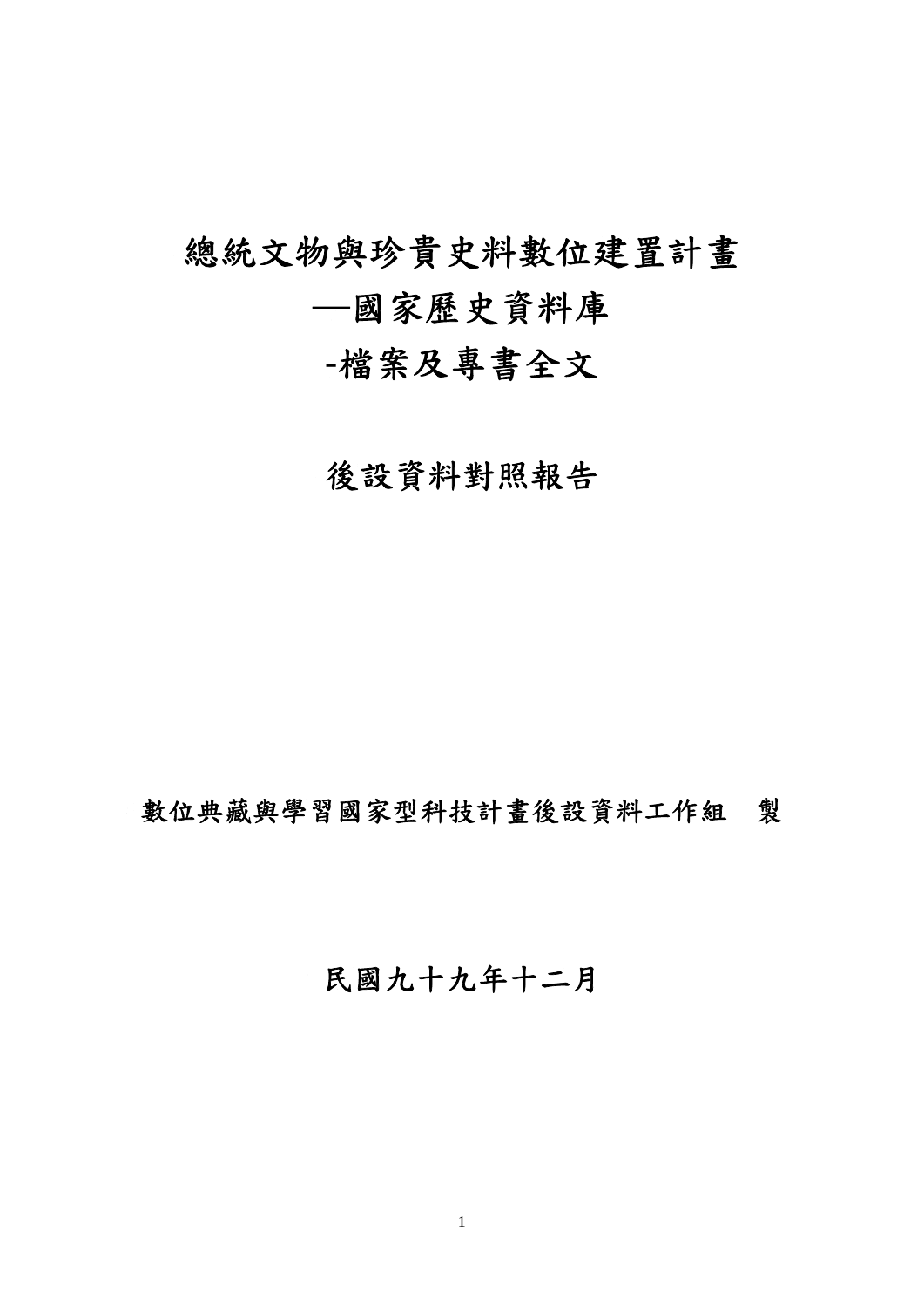# 總統文物與珍貴史料數位建置計畫
# —國家歷史資料庫
# -檔案及專書全文

## 後設資料對照報告

數位典藏與學習國家型科技計畫後設資料工作組　製

民國九十九年十二月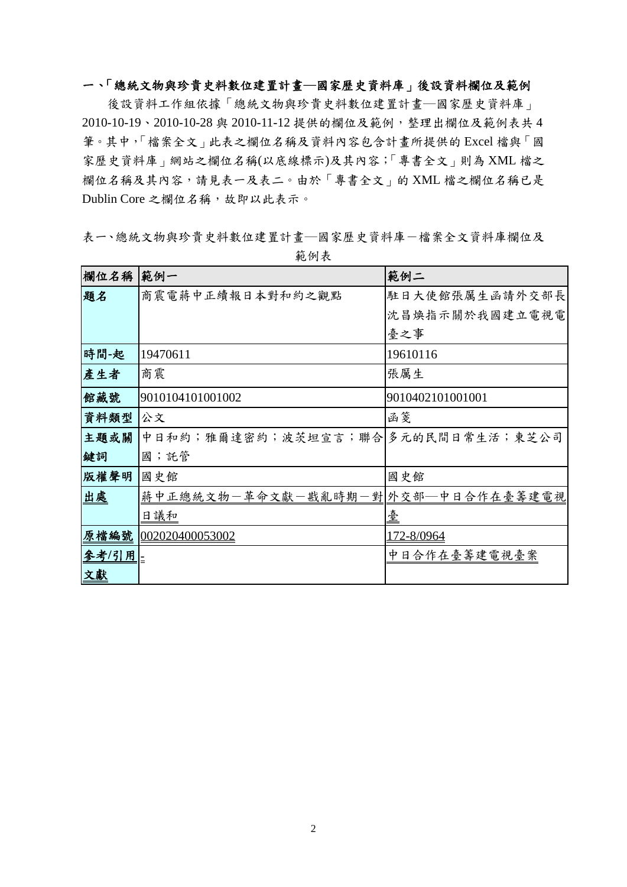## 一、「總統文物與珍貴史料數位建置計畫—國家歷史資料庫」後設資料欄位及範例

後設資料工作組依據「總統文物與珍貴史料數位建置計畫—國家歷史資料庫」2010-10-19、2010-10-28 與 2010-11-12 提供的欄位及範例，整理出欄位及範例表共 4 筆。其中，「檔案全文」此表之欄位名稱及資料內容包含計畫所提供的 Excel 檔與「國家歷史資料庫」網站之欄位名稱(以底線標示)及其內容；「專書全文」則為 XML 檔之欄位名稱及其內容，請見表一及表二。由於「專書全文」的 XML 檔之欄位名稱已是 Dublin Core 之欄位名稱，故即以此表示。

表一、總統文物與珍貴史料數位建置計畫—國家歷史資料庫－檔案全文資料庫欄位及範例表

| 欄位名稱 | 範例一 | 範例二 |
|---|---|---|
| 題名 | 商震電蔣中正續報日本對和約之觀點 | 駐日大使館張厲生函請外交部長沈昌煥指示關於我國建立電視電臺之事 |
| 時間-起 | 19470611 | 19610116 |
| 產生者 | 商震 | 張厲生 |
| 館藏號 | 9010104101001002 | 9010402101001001 |
| 資料類型 | 公文 | 函箋 |
| 主題或關鍵詞 | 中日和約；雅爾達密約；波茨坦宣言；聯合國；託管 | 多元的民間日常生活；東芝公司 |
| 版權聲明 | 國史館 | 國史館 |
| <u>出處</u> | <u>蔣中正總統文物－革命文獻－戡亂時期－對日議和</u> | <u>外交部—中日合作在臺籌建電視臺</u> |
| <u>原檔編號</u> | <u>002020400053002</u> | <u>172-8/0964</u> |
| <u>參考/引用文獻</u> | <u>-</u> | <u>中日合作在臺籌建電視臺案</u> |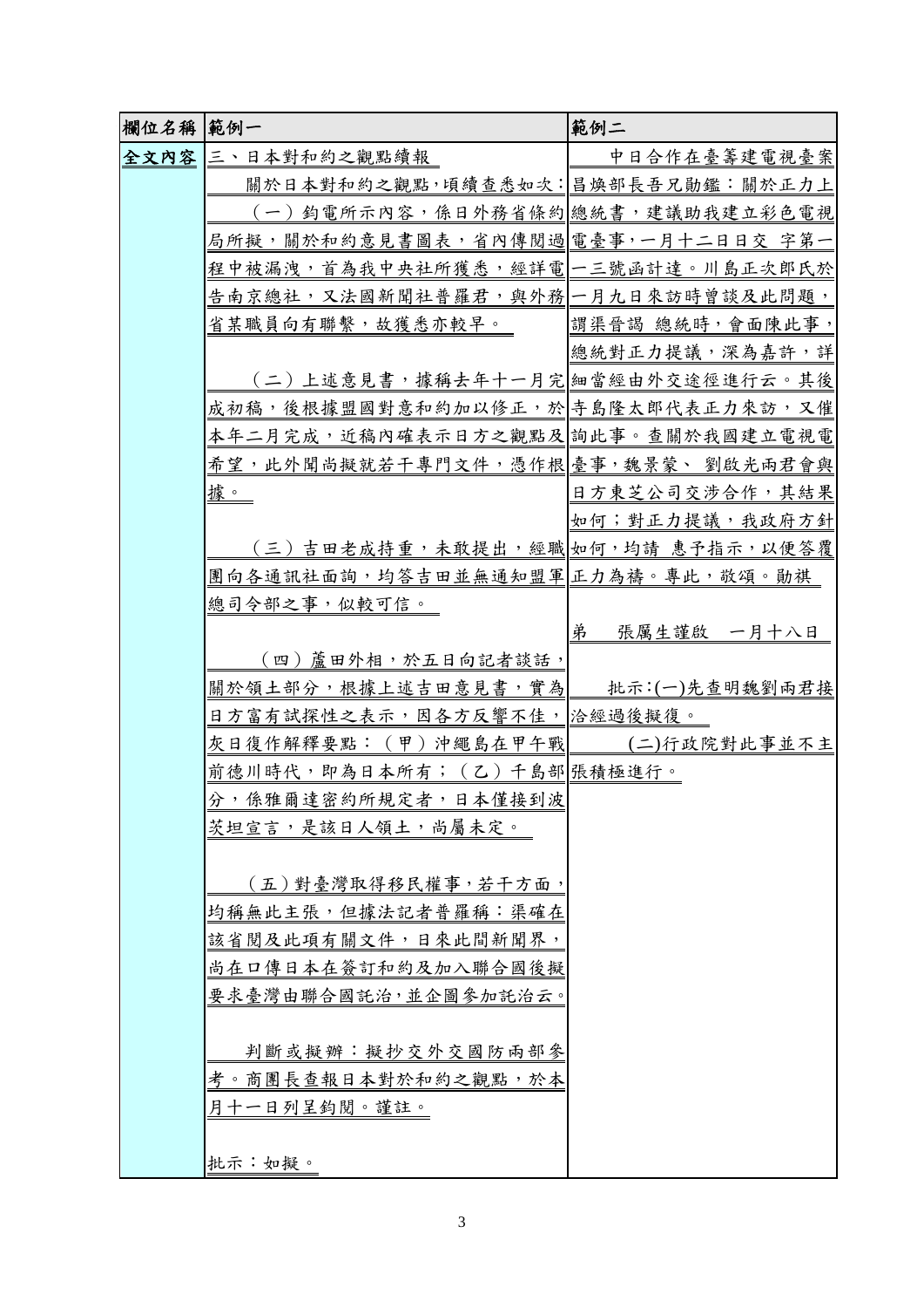| 欄位名稱 | 範例一 | 範例二 |
|---|---|---|
| **全文內容** | 三、日本對和約之觀點續報<br>關於日本對和約之觀點，頃續查悉如次：<br>（一）鈞電所示內容，係日外務省條約局所擬，關於和約意見書圖表，省內傳閱過程中被漏洩，首為我中央社所獲悉，經詳電告南京總社，又法國新聞社普羅君，與外務省某職員向有聯繫，故獲悉亦較早。<br>（二）上述意見書，據稱去年十一月完成初稿，後根據盟國對意和約加以修正，於本年二月完成，近稿內確表示日方之觀點及希望，此外聞尚擬就若干專門文件，憑作根據。<br>（三）吉田老成持重，未敢提出，經職團向各通訊社面詢，均答吉田並無通知盟軍總司令部之事，似較可信。<br>（四）蘆田外相，於五日向記者談話，關於領土部分，根據上述吉田意見書，實為日方富有試探性之表示，因各方反響不佳，灰日復作解釋要點：（甲）沖繩島在甲午戰前德川時代，即為日本所有；（乙）千島部分，係雅爾達密約所規定者，日本僅接到波茨坦宣言，是該日人領土，尚屬未定。<br>（五）對臺灣取得移民權事，若干方面，均稱無此主張，但據法記者普羅稱：渠確在該省閱及此項有關文件，日來此間新聞界，尚在口傳日本在簽訂和約及加入聯合國後擬要求臺灣由聯合國託治，並企圖參加託治云。<br>判斷或擬辦：擬抄交外交國防兩部參考。商團長查報日本對於和約之觀點，於本月十一日列呈鈞閱。謹註。<br>批示：如擬。 | 中日合作在臺籌建電視臺案<br>昌煥部長吾兄勛鑑：關於正力上總統書，建議助我建立彩色電視電臺事，一月十二日日交 字第一一三號函計達。川島正次郎氏於一月九日來訪時曾談及此問題，謂渠晉謁 總統時，會面陳此事，總統對正力提議，深為嘉許，詳細當經由外交途徑進行云。其後寺島隆太郎代表正力來訪，又催詢此事。查關於我國建立電視電臺事，魏景蒙、劉啟光兩君會與日方東芝公司交涉合作，其結果如何；對正力提議，我政府方針如何，均請 惠予指示，以便答覆正力為禱。專此，敬頌。勛祺<br>弟　張厲生謹啟　一月十八日<br>批示:(一)先查明魏劉兩君接洽經過後擬復。<br>(二)行政院對此事並不主張積極進行。 |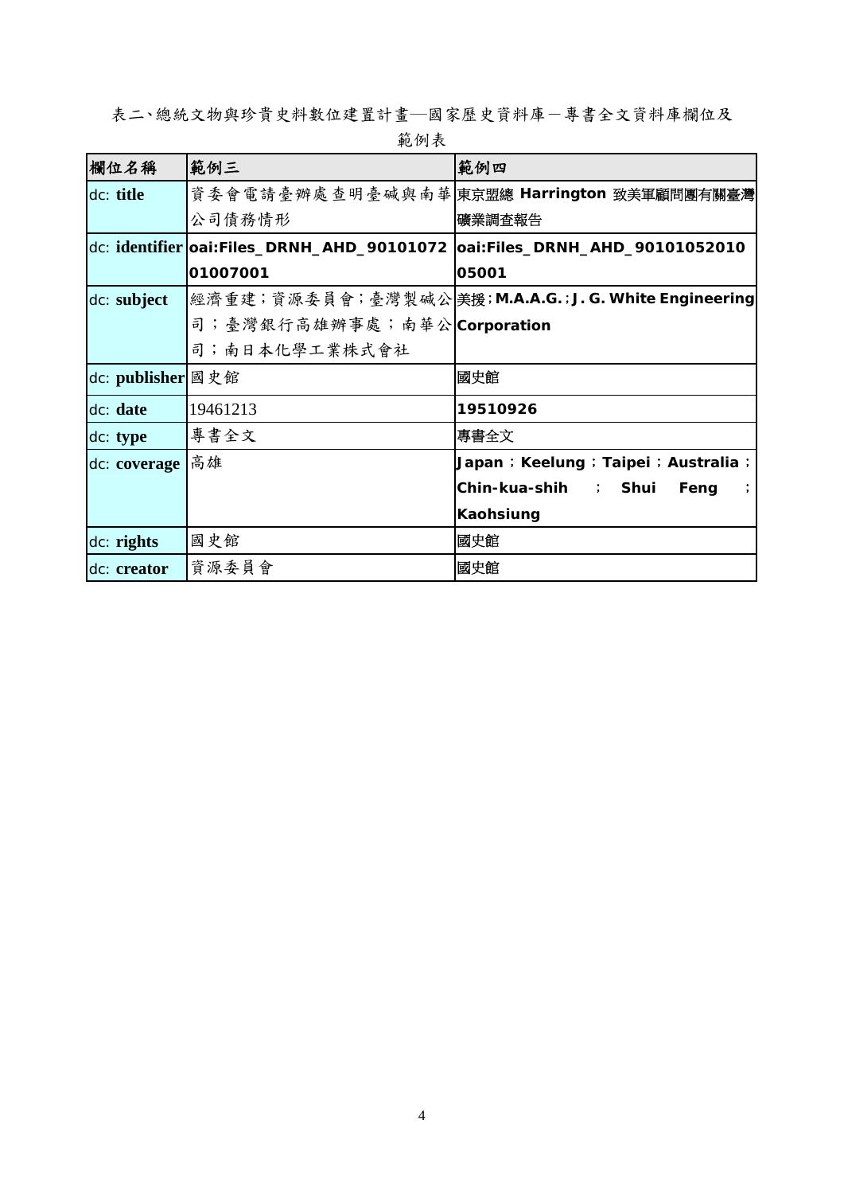表二、總統文物與珍貴史料數位建置計畫—國家歷史資料庫－專書全文資料庫欄位及範例表

| 欄位名稱 | 範例三 | 範例四 |
| --- | --- | --- |
| dc: **title** | 資委會電請臺辦處查明臺鹼與南華公司債務情形 | 東京盟總 Harrington 致美軍顧問團有關臺灣礦業調查報告 |
| dc: **identifier** | oai:Files_DRNH_AHD_9010107201007001 | oai:Files_DRNH_AHD_9010105201005001 |
| dc: **subject** | 經濟重建；資源委員會；臺灣製鹼公司；臺灣銀行高雄辦事處；南華公司；南日本化學工業株式會社 | 美援；M.A.A.G.；J. G. White Engineering Corporation |
| dc: **publisher** | 國史館 | 國史館 |
| dc: **date** | 19461213 | 19510926 |
| dc: **type** | 專書全文 | 專書全文 |
| dc: **coverage** | 高雄 | Japan；Keelung；Taipei；Australia；Chin-kua-shih ； Shui Feng ；Kaohsiung |
| dc: **rights** | 國史館 | 國史館 |
| dc: **creator** | 資源委員會 | 國史館 |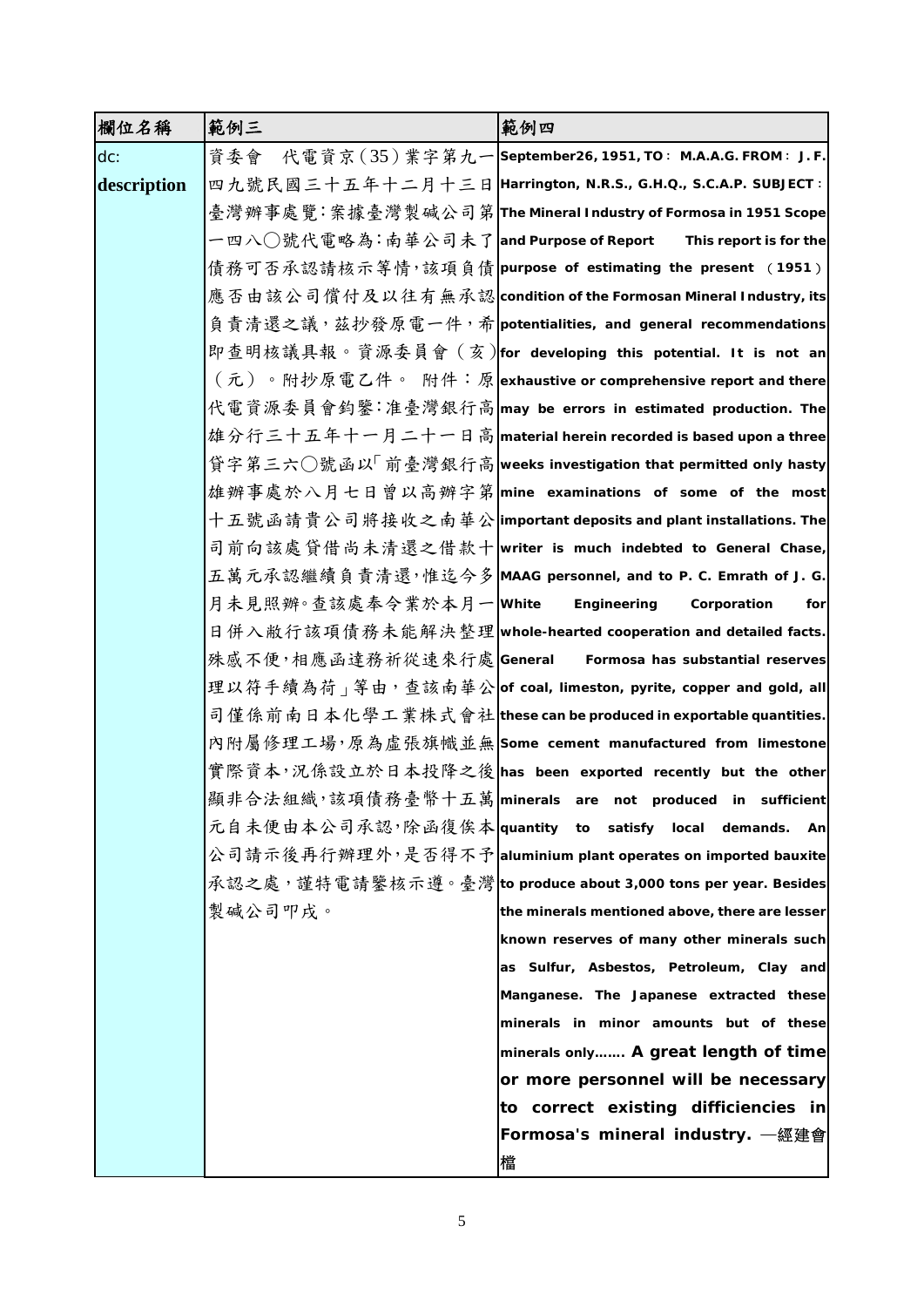| 欄位名稱 | 範例三 | 範例四 |
| --- | --- | --- |
| dc: description | 資委會　代電資京(35)業字第九一四九號民國三十五年十二月十三日臺灣辦事處覽:案據臺灣製碱公司第一四八〇號代電略為:南華公司未了債務可否承認請核示等情,該項負債應否由該公司償付及以往有無承認負責清還之議,茲抄發原電一件,希即查明核議具報。資源委員會(亥)(元)。附抄原電乙件。 附件:原代電資源委員會鈞鑒:准臺灣銀行高雄分行三十五年十一月二十一日高貸字第三六〇號函以「前臺灣銀行高雄辦事處於八月七日曾以高辦字第十五號函請貴公司將接收之南華公司前向該處貸借尚未清還之借款十五萬元承認繼續負責清還,惟迄今多月未見照辦。查該處奉令業於本月一日併入敝行該項債務未能解決整理殊感不便,相應函達務祈從速來行處理以符手續為荷」等由,查該南華公司僅係前南日本化學工業株式會社內附屬修理工場,原為虛張旗幟並無實際資本,況係設立於日本投降之後顯非合法組織,該項債務臺幣十五萬元自未便由本公司承認,除函復併本公司請示後再行辦理外,是否得不予承認之處,謹特電請鑒核示遵。臺灣製碱公司叩戌。 | **September26, 1951, TO: M.A.A.G. FROM: J. F. Harrington, N.R.S., G.H.Q., S.C.A.P. SUBJECT: The Mineral Industry of Formosa in 1951 Scope and Purpose of Report This report is for the purpose of estimating the present (1951) condition of the Formosan Mineral Industry, its potentialities, and general recommendations for developing this potential. It is not an exhaustive or comprehensive report and there may be errors in estimated production. The material herein recorded is based upon a three weeks investigation that permitted only hasty mine examinations of some of the most important deposits and plant installations. The writer is much indebted to General Chase, MAAG personnel, and to P. C. Emrath of J. G. White Engineering Corporation for whole-hearted cooperation and detailed facts. General Formosa has substantial reserves of coal, limeston, pyrite, copper and gold, all these can be produced in exportable quantities. Some cement manufactured from limestone has been exported recently but the other minerals are not produced in sufficient quantity to satisfy local demands. An aluminium plant operates on imported bauxite to produce about 3,000 tons per year. Besides the minerals mentioned above, there are lesser known reserves of many other minerals such as Sulfur, Asbestos, Petroleum, Clay and Manganese. The Japanese extracted these minerals in minor amounts but of these minerals only……. A great length of time or more personnel will be necessary to correct existing difficiencies in Formosa's mineral industry.** —經建會檔 |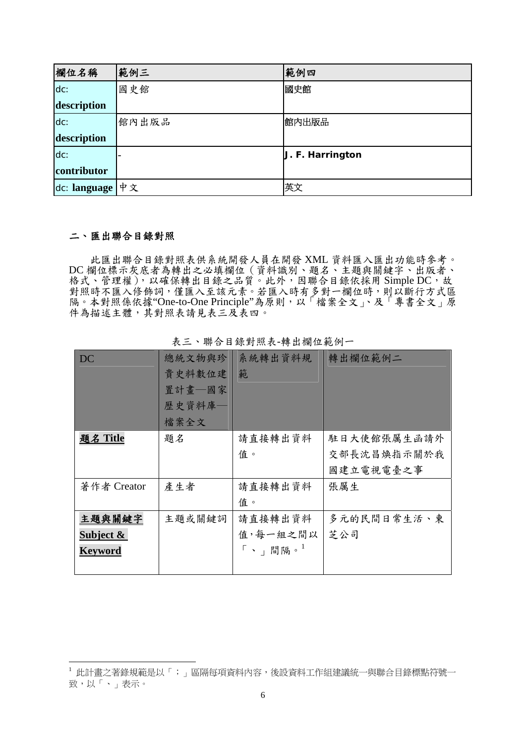| 欄位名稱 | 範例三 | 範例四 |
|---|---|---|
| dc: **description** | 國史館 | 國史館 |
| dc: **description** | 館內出版品 | 館內出版品 |
| dc: **contributor** | - | **J. F. Harrington** |
| dc: **language** | 中文 | 英文 |

## 二、匯出聯合目錄對照

此匯出聯合目錄對照表供系統開發人員在開發 XML 資料匯入匯出功能時參考。DC 欄位標示灰底者為轉出之必填欄位（資料識別、題名、主題與關鍵字、出版者、格式、管理權），以確保轉出目錄之品質。此外，因聯合目錄依採用 Simple DC，故對照時不匯入修飾詞，僅匯入至該元素。若匯入時有多對一欄位時，則以斷行方式區隔。本對照係依據“One-to-One Principle”為原則，以「檔案全文」、及「專書全文」原件為描述主體，其對照表請見表三及表四。

表三、聯合目錄對照表-轉出欄位範例一

| DC | 總統文物與珍貴史料數位建置計畫—國家歷史資料庫—檔案全文 | 系統轉出資料規範 | 轉出欄位範例二 |
|---|---|---|---|
| **題名 Title** | 題名 | 請直接轉出資料值。 | 駐日大使館張厲生函請外交部長沈昌煥指示關於我國建立電視電臺之事 |
| 著作者 Creator | 產生者 | 請直接轉出資料值。 | 張厲生 |
| **主題與關鍵字 Subject & Keyword** | 主題或關鍵詞 | 請直接轉出資料值，每一組之間以「、」間隔。[1] | 多元的民間日常生活、東芝公司 |

[1] 此計畫之著錄規範是以「；」區隔每項資料內容，後設資料工作組建議統一與聯合目錄標點符號一致，以「、」表示。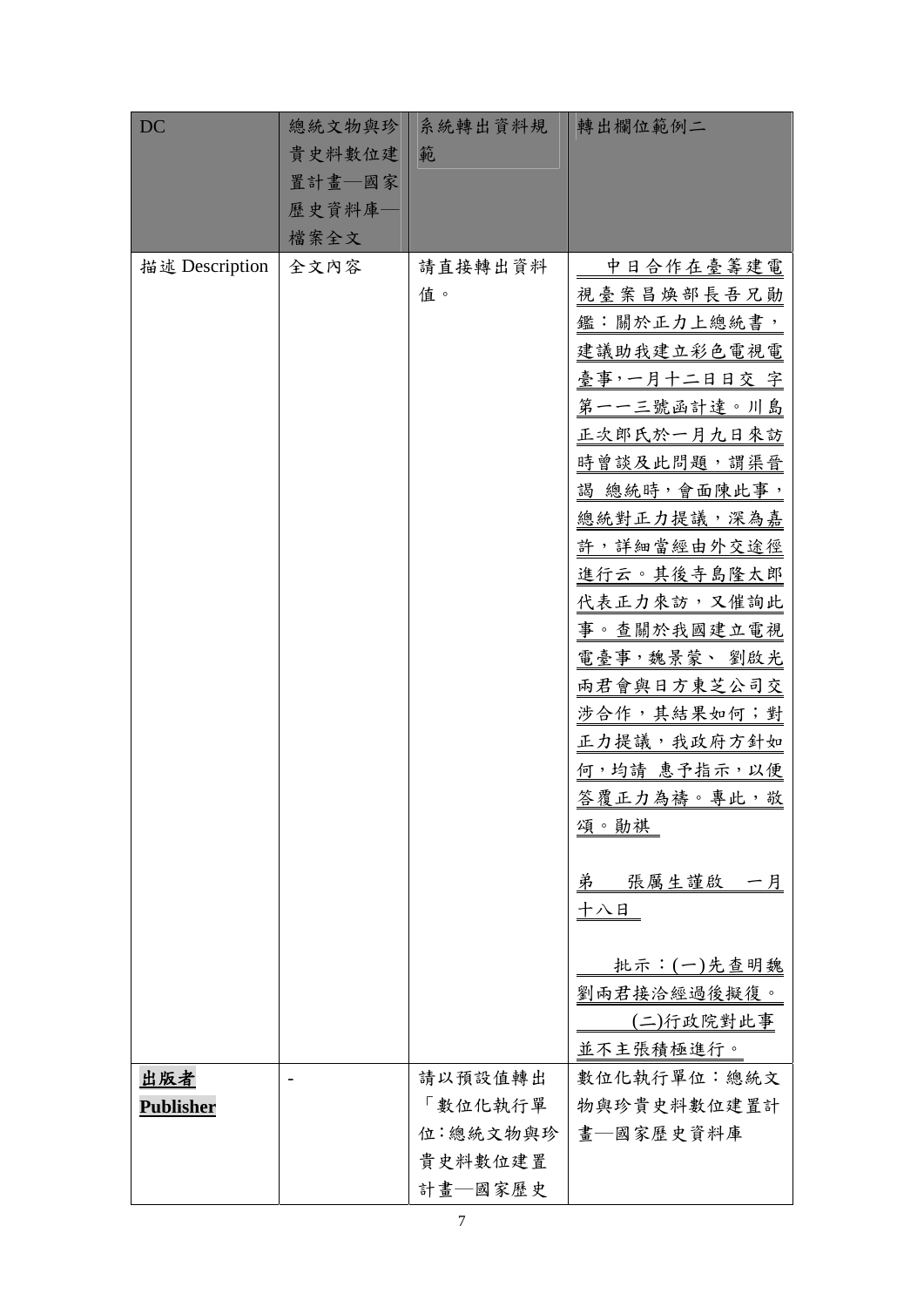| DC | 總統文物與珍貴史料數位建置計畫—國家歷史資料庫—檔案全文 | 系統轉出資料規範 | 轉出欄位範例二 |
|---|---|---|---|
| 描述 Description | 全文內容 | 請直接轉出資料值。 | 中日合作在臺籌建電視臺案昌煥部長吾兄勛鑑：關於正力上總統書，建議助我建立彩色電視電臺事，一月十二日日交 字第一一三號函計達。川島正次郎氏於一月九日來訪時曾談及此問題，謂渠晉謁 總統時，會面陳此事，總統對正力提議，深為嘉許，詳細當經由外交途徑進行云。其後寺島隆太郎代表正力來訪，又催詢此事。查關於我國建立電視電臺事，魏景蒙、 劉啟光兩君會與日方東芝公司交涉合作，其結果如何；對正力提議，我政府方針如何，均請 惠予指示，以便答覆正力為禱。專此，敬頌。勛祺<br><br>弟 張厲生謹啟 一月十八日<br><br>批示：(一)先查明魏劉兩君接洽經過後擬復。(二)行政院對此事並不主張積極進行。 |
| **出版者 Publisher** | - | 請以預設值轉出「數位化執行單位：總統文物與珍貴史料數位建置計畫—國家歷史 | 數位化執行單位：總統文物與珍貴史料數位建置計畫—國家歷史資料庫 |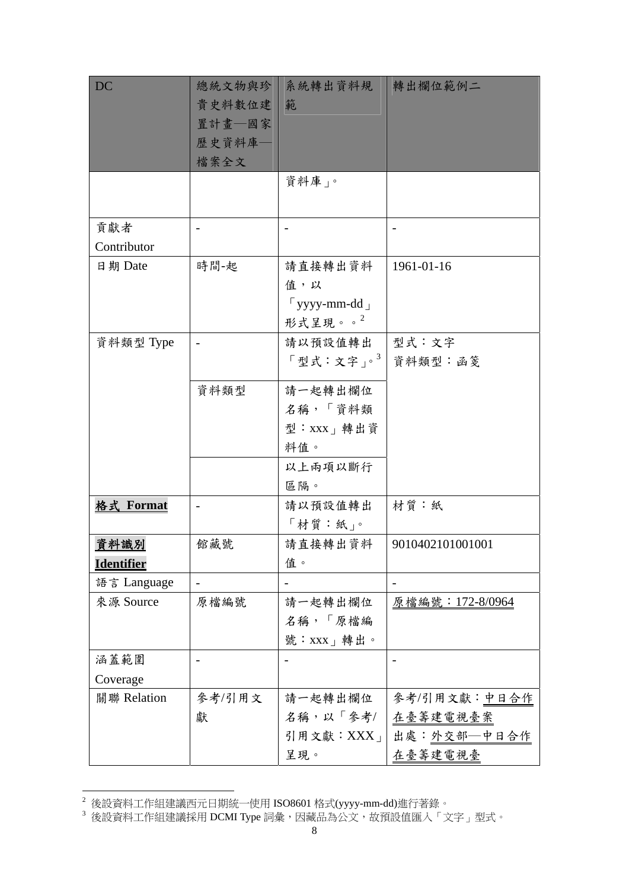| DC | 總統文物與珍貴史料數位建置計畫─國家歷史資料庫─檔案全文 | 系統轉出資料規範 | 轉出欄位範例二 |
|---|---|---|---|
| | | 資料庫」。 | |
| 貢獻者 Contributor | - | - | - |
| 日期 Date | 時間-起 | 請直接轉出資料值，以「yyyy-mm-dd」形式呈現。。[2] | 1961-01-16 |
| 資料類型 Type | - | 請以預設值轉出「型式：文字」。[3] | 型式：文字<br>資料類型：函箋 |
| | 資料類型 | 請一起轉出欄位名稱，「資料類型：xxx」轉出資料值。 | |
| | | 以上兩項以斷行區隔。 | |
| **格式 Format** | - | 請以預設值轉出「材質：紙」。 | 材質：紙 |
| **資料識別 Identifier** | 館藏號 | 請直接轉出資料值。 | 9010402101001001 |
| 語言 Language | - | - | - |
| 來源 Source | 原檔編號 | 請一起轉出欄位名稱，「原檔編號：xxx」轉出。 | 原檔編號：172-8/0964 |
| 涵蓋範圍 Coverage | - | - | - |
| 關聯 Relation | 參考/引用文獻 | 請一起轉出欄位名稱，以「參考/引用文獻：XXX」呈現。 | 參考/引用文獻：中日合作在臺籌建電視臺案<br>出處：外交部─中日合作在臺籌建電視臺 |

[2] 後設資料工作組建議西元日期統一使用 ISO8601 格式(yyyy-mm-dd)進行著錄。

[3] 後設資料工作組建議採用 DCMI Type 詞彙，因藏品為公文，故預設值匯入「文字」型式。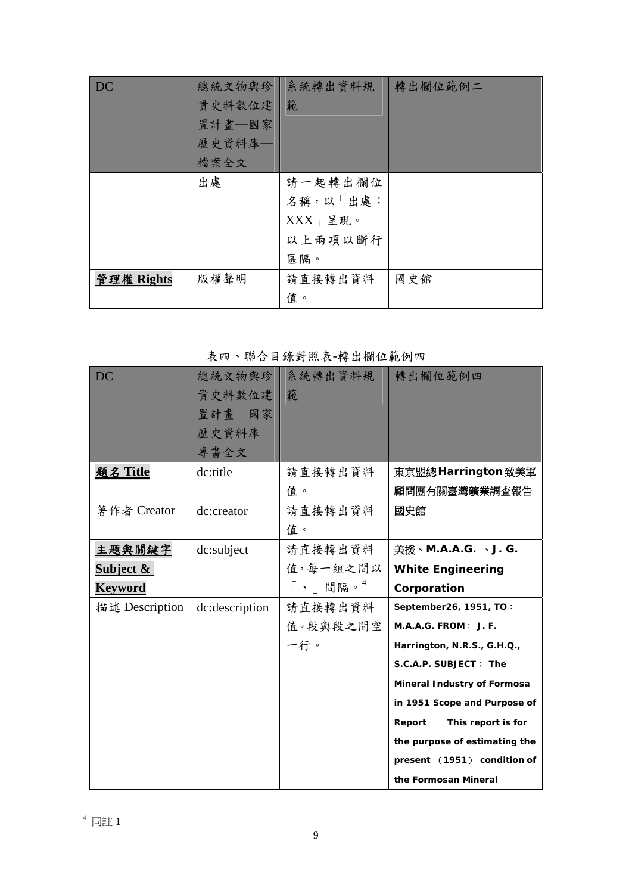| DC | 總統文物與珍貴史料數位建置計畫—國家歷史資料庫—檔案全文 | 系統轉出資料規範 | 轉出欄位範例二 |
|---|---|---|---|
| | 出處 | 請一起轉出欄位名稱，以「出處：XXX」呈現。 | |
| | | 以上兩項以斷行區隔。 | |
| **管理權 Rights** | 版權聲明 | 請直接轉出資料值。 | 國史館 |

表四、聯合目錄對照表-轉出欄位範例四

| DC | 總統文物與珍貴史料數位建置計畫—國家歷史資料庫—專書全文 | 系統轉出資料規範 | 轉出欄位範例四 |
|---|---|---|---|
| **題名 Title** | dc:title | 請直接轉出資料值。 | 東京盟總**Harrington**致美軍顧問團有關臺灣礦業調查報告 |
| 著作者 Creator | dc:creator | 請直接轉出資料值。 | 國史館 |
| **主題與關鍵字 Subject & Keyword** | dc:subject | 請直接轉出資料值，每一組之間以「、」間隔。[4] | 美援、**M.A.A.G.** 、**J. G. White Engineering Corporation** |
| 描述 Description | dc:description | 請直接轉出資料值。段與段之間空一行。 | **September26, 1951, TO：M.A.A.G. FROM： J. F. Harrington, N.R.S., G.H.Q., S.C.A.P. SUBJECT： The Mineral Industry of Formosa in 1951 Scope and Purpose of Report This report is for the purpose of estimating the present （1951） condition of the Formosan Mineral** |

[4] 同註 1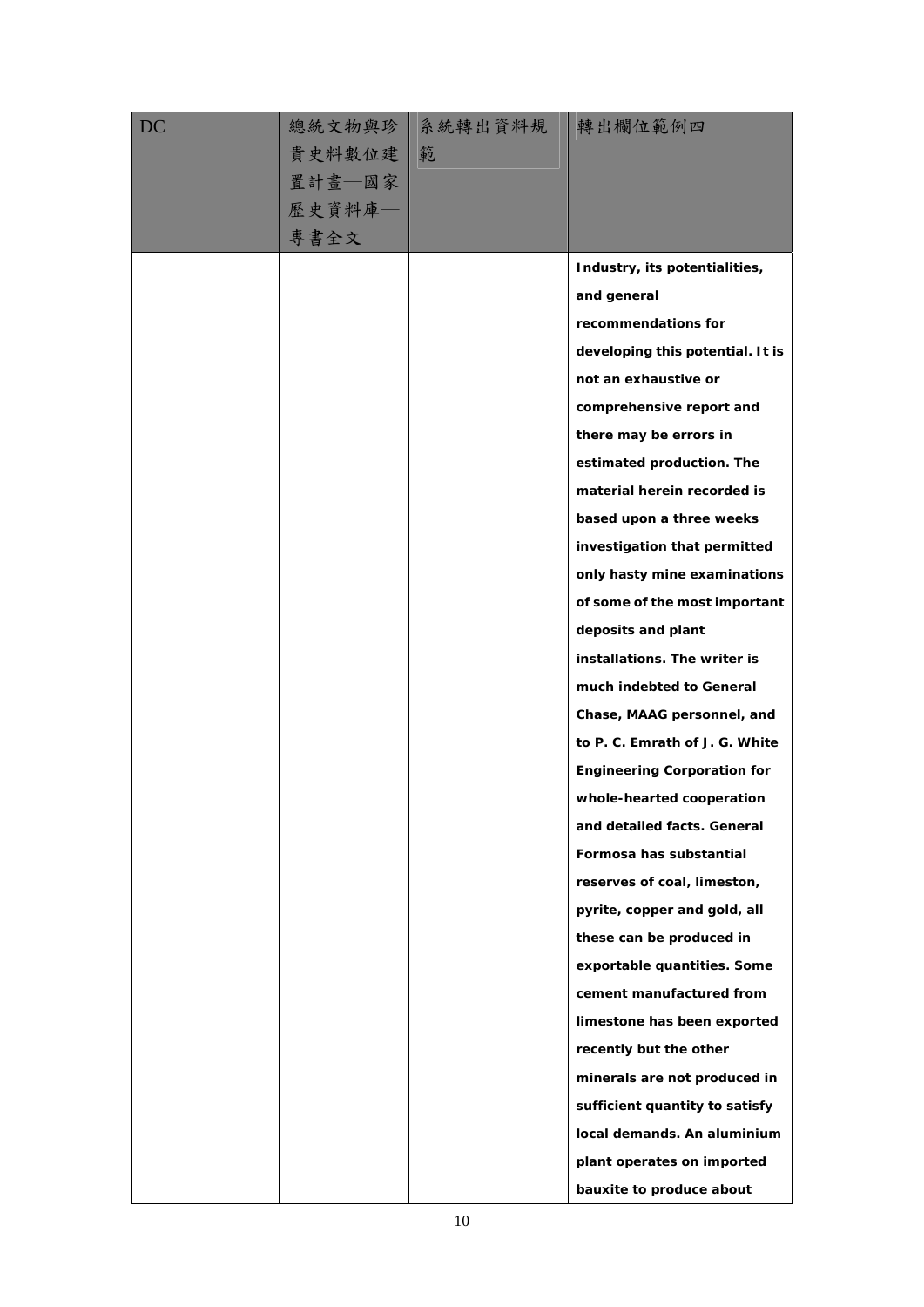| DC | 總統文物與珍貴史料數位建置計畫—國家歷史資料庫—專書全文 | 系統轉出資料規範 | 轉出欄位範例四 |
| --- | --- | --- | --- |
| | | | **Industry, its potentialities, and general recommendations for developing this potential. It is not an exhaustive or comprehensive report and there may be errors in estimated production. The material herein recorded is based upon a three weeks investigation that permitted only hasty mine examinations of some of the most important deposits and plant installations. The writer is much indebted to General Chase, MAAG personnel, and to P. C. Emrath of J. G. White Engineering Corporation for whole-hearted cooperation and detailed facts. General Formosa has substantial reserves of coal, limeston, pyrite, copper and gold, all these can be produced in exportable quantities. Some cement manufactured from limestone has been exported recently but the other minerals are not produced in sufficient quantity to satisfy local demands. An aluminium plant operates on imported bauxite to produce about** |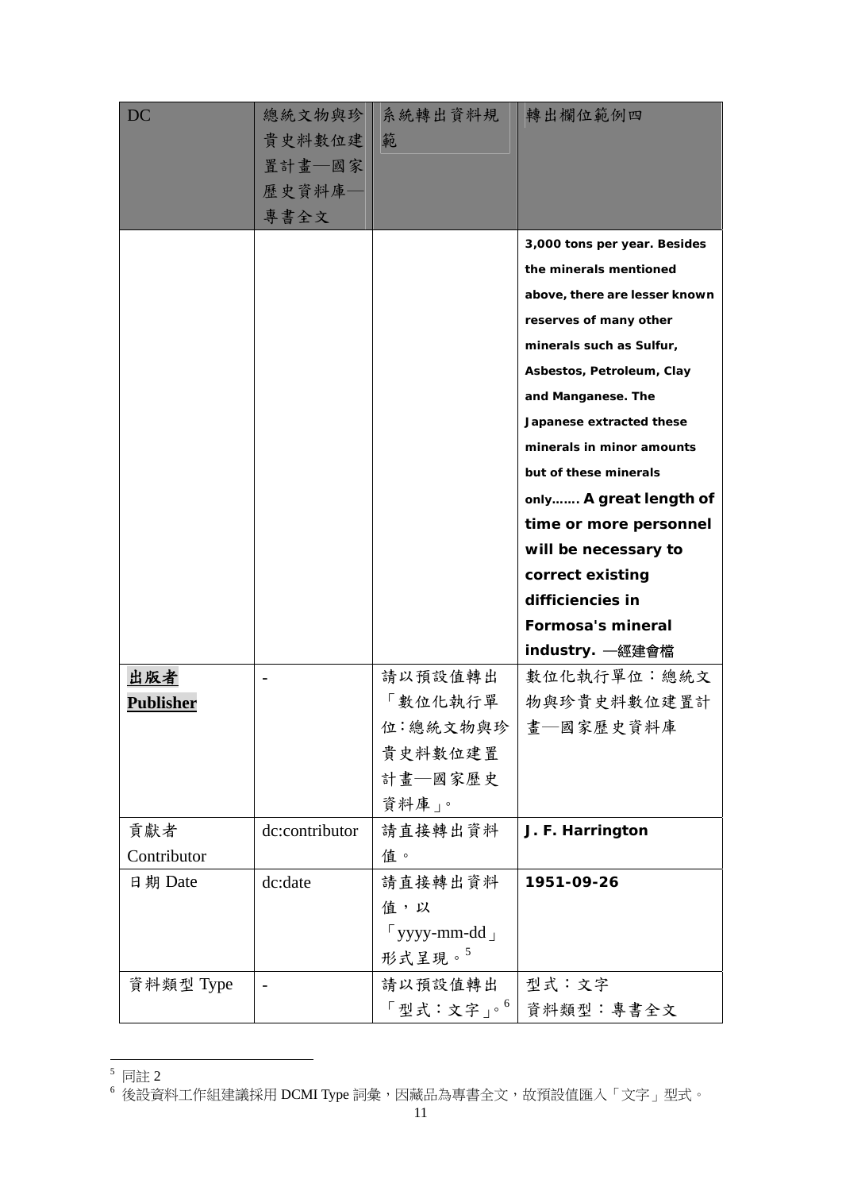| DC | 總統文物與珍貴史料數位建置計畫─國家歷史資料庫─專書全文 | 系統轉出資料規範 | 轉出欄位範例四 |
|---|---|---|---|
| | | | **3,000 tons per year. Besides the minerals mentioned above, there are lesser known reserves of many other minerals such as Sulfur, Asbestos, Petroleum, Clay and Manganese. The Japanese extracted these minerals in minor amounts but of these minerals only……. A great length of time or more personnel will be necessary to correct existing difficiencies in Formosa's mineral industry. ─經建會檔** |
| **出版者 Publisher** | - | 請以預設值轉出「數位化執行單位：總統文物與珍貴史料數位建置計畫─國家歷史資料庫」。 | 數位化執行單位：總統文物與珍貴史料數位建置計畫─國家歷史資料庫 |
| 貢獻者 Contributor | dc:contributor | 請直接轉出資料值。 | **J. F. Harrington** |
| 日期 Date | dc:date | 請直接轉出資料值，以「yyyy-mm-dd」形式呈現。[5] | **1951-09-26** |
| 資料類型 Type | - | 請以預設值轉出「型式：文字」。[6] | 型式：文字<br>資料類型：專書全文 |

[5] 同註 2

[6] 後設資料工作組建議採用 DCMI Type 詞彙，因藏品為專書全文，故預設值匯入「文字」型式。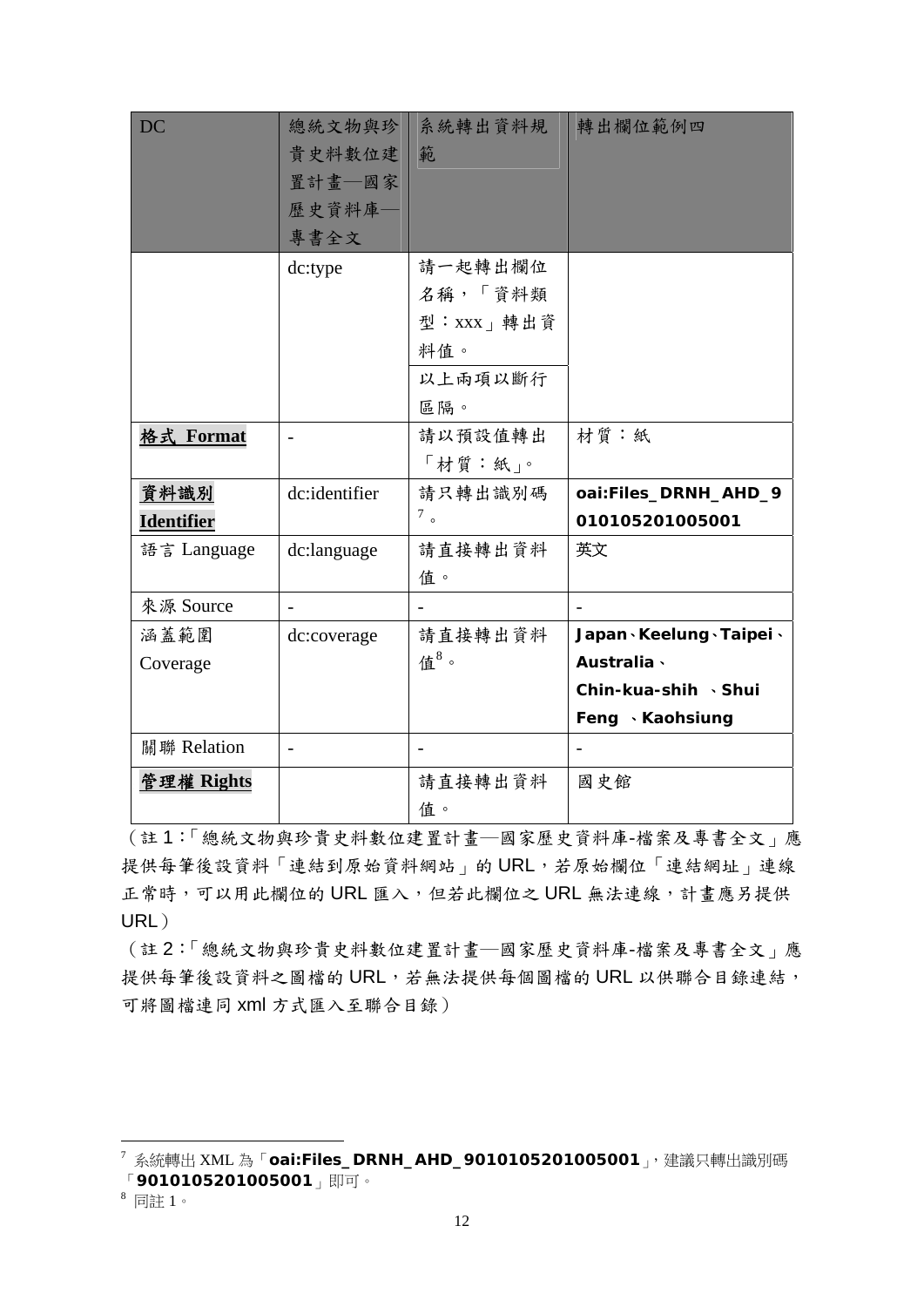| DC | 總統文物與珍貴史料數位建置計畫—國家歷史資料庫—專書全文 | 系統轉出資料規範 | 轉出欄位範例四 |
|---|---|---|---|
| | dc:type | 請一起轉出欄位名稱，「資料類型：xxx」轉出資料值。<br>以上兩項以斷行區隔。 | |
| **格式 Format** | - | 請以預設值轉出「材質：紙」。 | 材質：紙 |
| **資料識別 Identifier** | dc:identifier | 請只轉出識別碼[7]。 | **oai:Files_DRNH_AHD_9010105201005001** |
| 語言 Language | dc:language | 請直接轉出資料值。 | 英文 |
| 來源 Source | - | - | - |
| 涵蓋範圍 Coverage | dc:coverage | 請直接轉出資料值[8]。 | **Japan、Keelung、Taipei、Australia、Chin-kua-shih 、Shui Feng 、Kaohsiung** |
| 關聯 Relation | - | - | - |
| **管理權 Rights** | | 請直接轉出資料值。 | 國史館 |

（註 1：「總統文物與珍貴史料數位建置計畫—國家歷史資料庫-檔案及專書全文」應提供每筆後設資料「連結到原始資料網站」的 URL，若原始欄位「連結網址」連線正常時，可以用此欄位的 URL 匯入，但若此欄位之 URL 無法連線，計畫應另提供 URL）

（註 2：「總統文物與珍貴史料數位建置計畫—國家歷史資料庫-檔案及專書全文」應提供每筆後設資料之圖檔的 URL，若無法提供每個圖檔的 URL 以供聯合目錄連結，可將圖檔連同 xml 方式匯入至聯合目錄）

[7] 系統轉出 XML 為「**oai:Files_DRNH_AHD_9010105201005001**」，建議只轉出識別碼「**9010105201005001**」即可。

[8] 同註 1。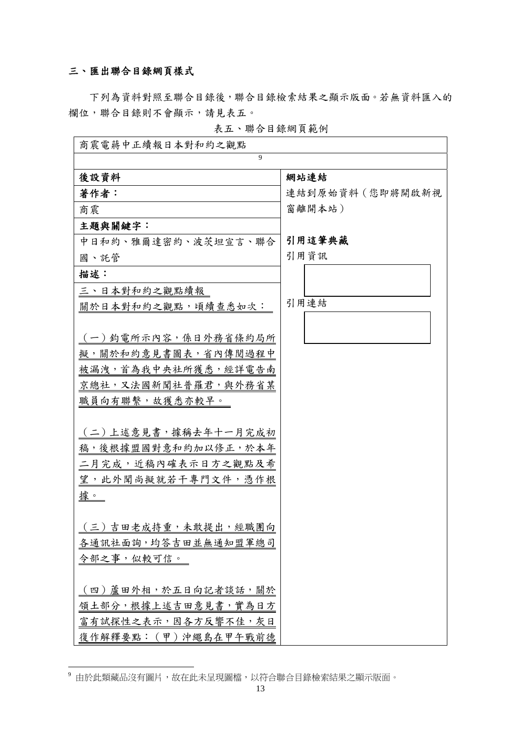## 三、匯出聯合目錄網頁樣式

下列為資料對照至聯合目錄後，聯合目錄檢索結果之顯示版面。若無資料匯入的欄位，聯合目錄則不會顯示，請見表五。

表五、聯合目錄網頁範例

| 商震電蔣中正續報日本對和約之觀點 | |
|---|---|
| [9] | |
| **後設資料** | **網站連結** |
| **著作者：** | 連結到原始資料（您即將開啟新視窗離開本站） |
| 商震 | |
| **主題與關鍵字：** | |
| 中日和約、雅爾達密約、波茨坦宣言、聯合國、託管 | **引用這筆典藏**<br>引用資訊<br>[ ] |
| **描述：** | |
| 三、日本對和約之觀點續報<br>關於日本對和約之觀點，頃續查悉如次：<br><br>（一）鈞電所示內容，係日外務省條約局所擬，關於和約意見書圖表，省內傳閱過程中被漏洩，首為我中央社所獲悉，經詳電告南京總社，又法國新聞社普羅君，與外務省某職員向有聯繫，故獲悉亦較早。<br><br>（二）上述意見書，據稱去年十一月完成初稿，後根據盟國對意和約加以修正，於本年二月完成，近稿內確表示日方之觀點及希望，此外聞尚擬就若干專門文件，憑作根據。<br><br>（三）吉田老成持重，未敢提出，經職團向各通訊社面詢，均答吉田並無通知盟軍總司令部之事，似較可信。<br><br>（四）蘆田外相，於五日向記者談話，關於領土部分，根據上述吉田意見書，實為日方富有試探性之表示，因各方反響不佳，次日復作解釋要點：（甲）沖繩島在甲午戰前德 | 引用連結<br>[ ] |

[9] 由於此類藏品沒有圖片，故在此未呈現圖檔，以符合聯合目錄檢索結果之顯示版面。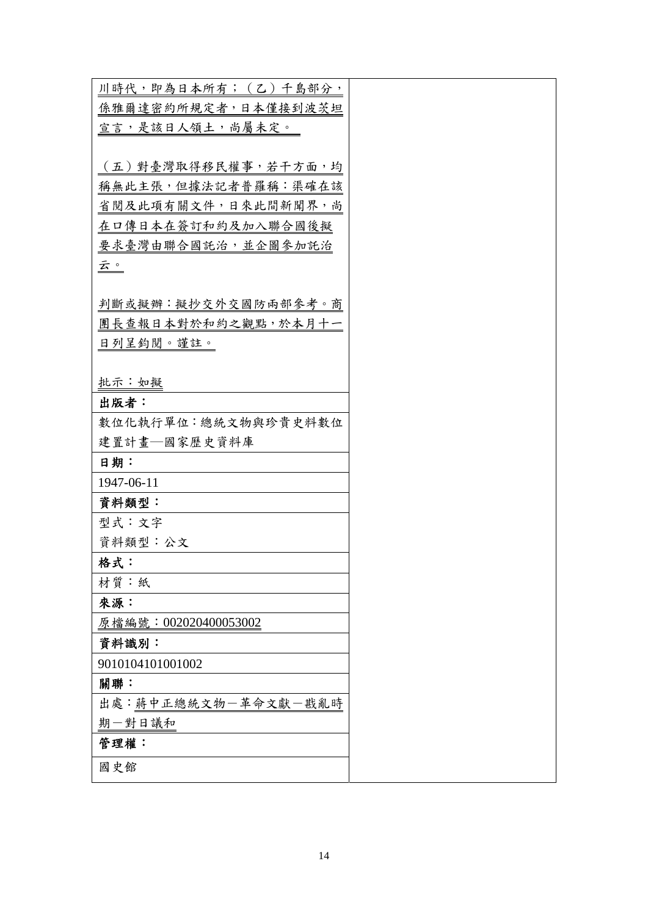川時代，即為日本所有；（乙）千島部分，係雅爾達密約所規定者，日本僅接到波茨坦宣言，是該日人領土，尚屬未定。

（五）對臺灣取得移民權事，若干方面，均稱無此主張，但據法記者普羅稱：渠確在該省閱及此項有關文件，日來此間新聞界，尚在口傳日本在簽訂和約及加入聯合國後擬要求臺灣由聯合國託治，並企圖參加託治云。

判斷或擬辦：擬抄交外交國防兩部參考。商團長查報日本對於和約之觀點，於本月十一日列呈鈞閱。謹註。

批示：如擬

**出版者：**

數位化執行單位：總統文物與珍貴史料數位建置計畫—國家歷史資料庫

**日期：**

1947-06-11

**資料類型：**

型式：文字

資料類型：公文

**格式：**

材質：紙

**來源：**

原檔編號：002020400053002

**資料識別：**

9010104101001002

**關聯：**

出處：蔣中正總統文物－革命文獻－戡亂時期－對日議和

**管理權：**

國史館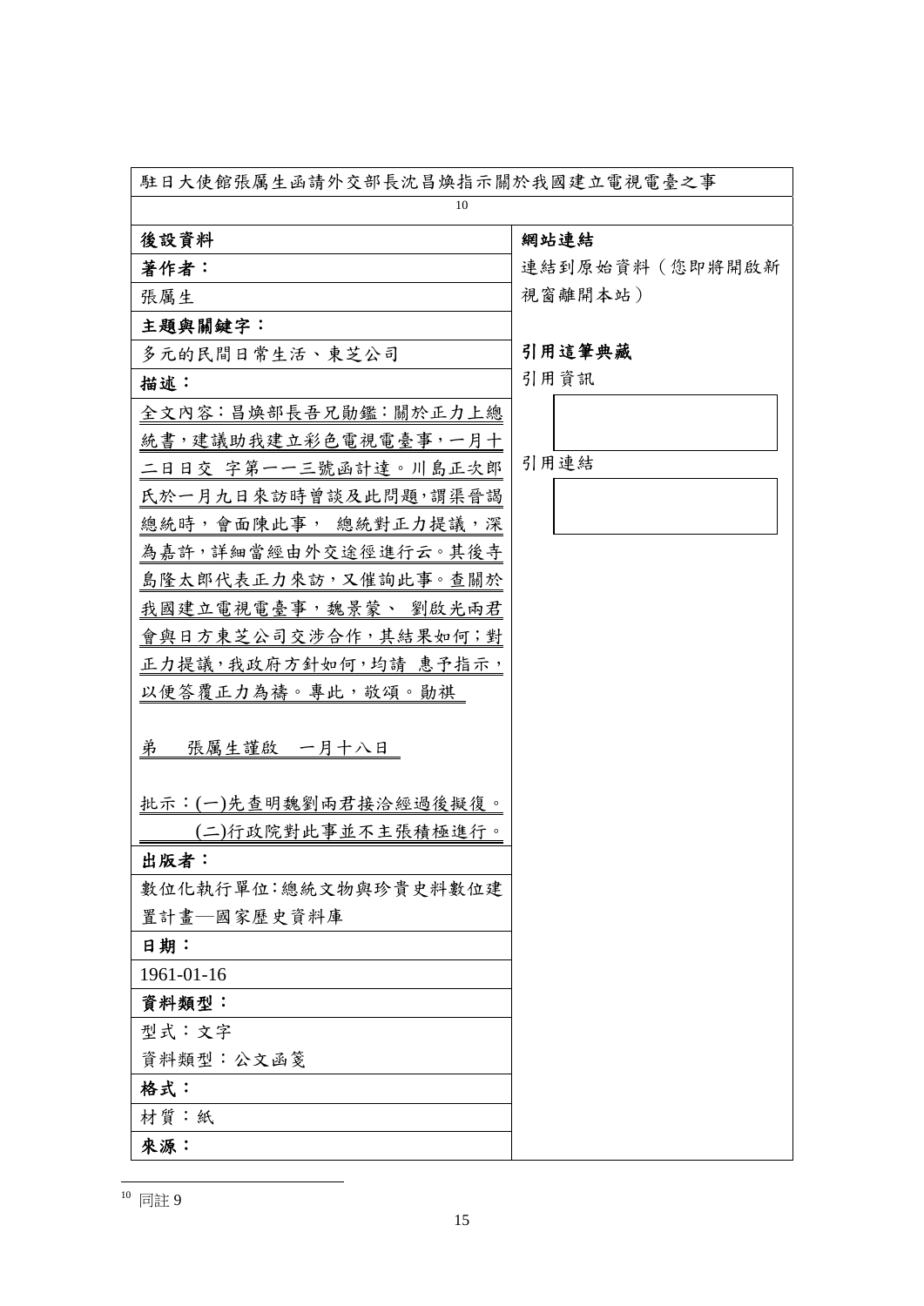| 駐日大使館張厲生函請外交部長沈昌煥指示關於我國建立電視電臺之事[10] | |
|---|---|
| **後設資料** | **網站連結** |
| **著作者：** | 連結到原始資料（您即將開啟新視窗離開本站） |
| 張厲生 | |
| **主題與關鍵字：** | |
| 多元的民間日常生活、東芝公司 | **引用這筆典藏** |
| **描述：** | 引用資訊 |
| 全文內容：昌煥部長吾兄勛鑑：關於正力上總統書，建議助我建立彩色電視電臺事，一月十二日日交　字第一一三號函計達。川島正次郎氏於一月九日來訪時曾談及此問題，謂渠晉謁總統時，會面陳此事，　總統對正力提議，深為嘉許，詳細當經由外交途徑進行云。其後寺島隆太郎代表正力來訪，又催詢此事。查關於我國建立電視電臺事，魏景蒙、　劉啟光兩君會與日方東芝公司交涉合作，其結果如何；對正力提議，我政府方針如何，均請　惠予指示，以便答覆正力為禱。專此，敬頌。勛祺<br><br>弟　張厲生謹啟　一月十八日<br><br>批示：(一)先查明魏劉兩君接洽經過後擬復。<br>(二)行政院對此事並不主張積極進行。 | 引用連結 |
| **出版者：** | |
| 數位化執行單位：總統文物與珍貴史料數位建置計畫—國家歷史資料庫 | |
| **日期：** | |
| 1961-01-16 | |
| **資料類型：** | |
| 型式：文字<br>資料類型：公文函箋 | |
| **格式：** | |
| 材質：紙 | |
| **來源：** | |

[10] 同註 9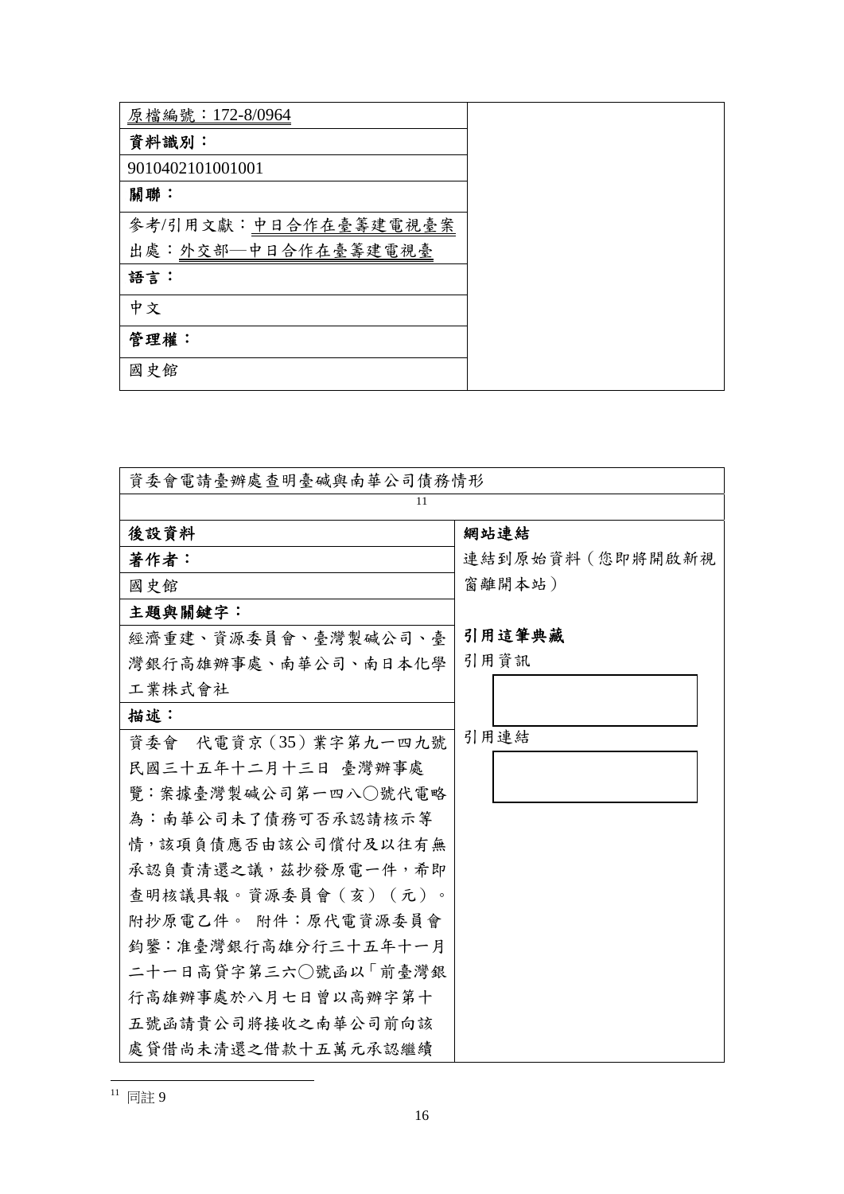| | |
|---|---|
| 原檔編號：172-8/0964 | |
| **資料識別：** | |
| 9010402101001001 | |
| **關聯：** | |
| 參考/引用文獻：中日合作在臺籌建電視臺案<br>出處：外交部─中日合作在臺籌建電視臺 | |
| **語言：** | |
| 中文 | |
| **管理權：** | |
| 國史館 | |

| 資委會電請臺辦處查明臺碱與南華公司債務情形[11] | |
|---|---|
| **後設資料** | **網站連結** |
| **著作者：** | 連結到原始資料（您即將開啟新視窗離開本站） |
| 國史館 | |
| **主題與關鍵字：** | |
| 經濟重建、資源委員會、臺灣製碱公司、臺灣銀行高雄辦事處、南華公司、南日本化學工業株式會社 | **引用這筆典藏**<br>引用資訊 |
| **描述：** | |
| 資委會　代電資京（35）業字第九一四九號　民國三十五年十二月十三日　臺灣辦事處覽：案據臺灣製碱公司第一四八○號代電略為：南華公司未了債務可否承認請核示等情，該項負債應否由該公司償付及以往有無承認負責清還之議，茲抄發原電一件，希即查明核議具報。資源委員會（亥）（元）。附抄原電乙件。 附件：原代電資源委員會鈞鑒：准臺灣銀行高雄分行三十五年十一月二十一日高貸字第三六○號函以「前臺灣銀行高雄辦事處於八月七日曾以高辦字第十五號函請貴公司將接收之南華公司前向該處貸借尚未清還之借款十五萬元承認繼續 | 引用連結 |

[11] 同註 9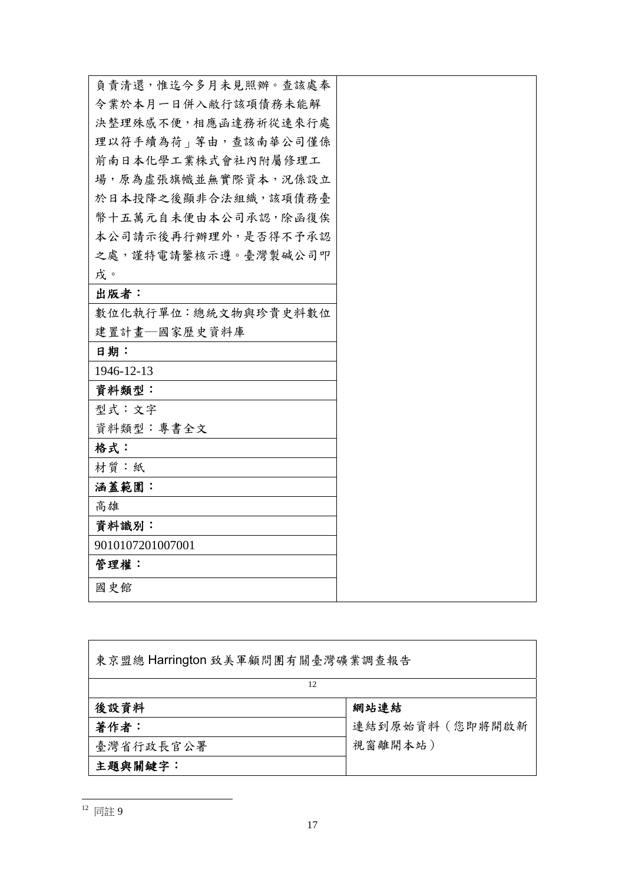| | |
|---|---|
| 負責清還，惟迄今多月未見照辦。查該處奉令業於本月一日併入敝行該項債務未能解決整理殊感不便，相應函達務祈從速來行處理以符手續為荷」等由，查該南華公司僅係前南日本化學工業株式會社內附屬修理工場，原為虛張旗幟並無實際資本，況係設立於日本投降之後顯非合法組織，該項債務臺幣十五萬元自未便由本公司承認，除函復俟本公司請示後再行辦理外，是否得不予承認之處，謹特電請鑒核示遵。臺灣製碱公司叩戌。 | |
| **出版者：** | |
| 數位化執行單位：總統文物與珍貴史料數位建置計畫—國家歷史資料庫 | |
| **日期：** | |
| 1946-12-13 | |
| **資料類型：** | |
| 型式：文字<br>資料類型：專書全文 | |
| **格式：** | |
| 材質：紙 | |
| **涵蓋範圍：** | |
| 高雄 | |
| **資料識別：** | |
| 9010107201007001 | |
| **管理權：** | |
| 國史館 | |

| 東京盟總 Harrington 致美軍顧問團有關臺灣礦業調查報告 | |
|---|---|
| 12 | |
| **後設資料** | **網站連結** |
| **著作者：** | 連結到原始資料（您即將開啟新視窗離開本站） |
| 臺灣省行政長官公署 | |
| **主題與關鍵字：** | |

[12] 同註 9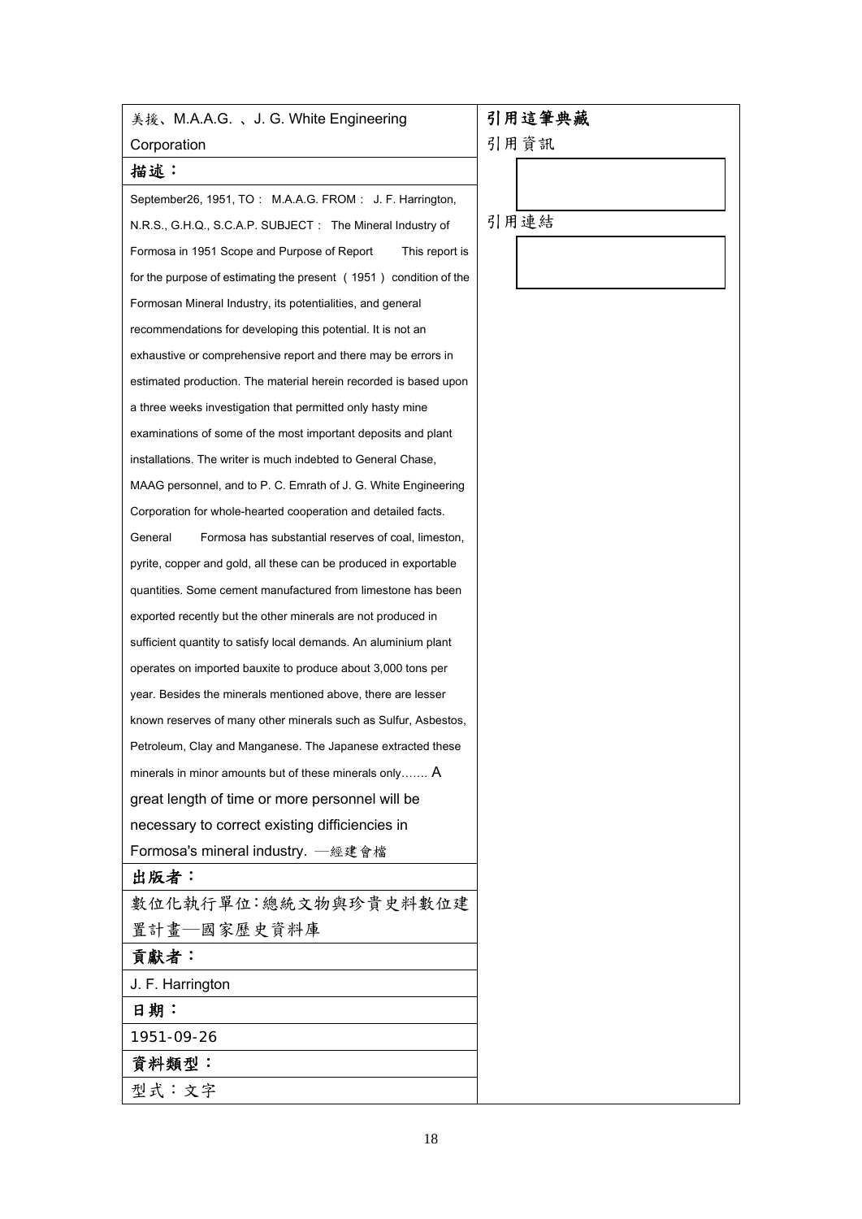| 美援、M.A.A.G. 、J. G. White Engineering Corporation | 引用這筆典藏 |
| --- | --- |
| **描述：** | 引用資訊 |
| September26, 1951, TO： M.A.A.G. FROM： J. F. Harrington, N.R.S., G.H.Q., S.C.A.P. SUBJECT： The Mineral Industry of Formosa in 1951 Scope and Purpose of Report This report is for the purpose of estimating the present（1951）condition of the Formosan Mineral Industry, its potentialities, and general recommendations for developing this potential. It is not an exhaustive or comprehensive report and there may be errors in estimated production. The material herein recorded is based upon a three weeks investigation that permitted only hasty mine examinations of some of the most important deposits and plant installations. The writer is much indebted to General Chase, MAAG personnel, and to P. C. Emrath of J. G. White Engineering Corporation for whole-hearted cooperation and detailed facts. General Formosa has substantial reserves of coal, limeston, pyrite, copper and gold, all these can be produced in exportable quantities. Some cement manufactured from limestone has been exported recently but the other minerals are not produced in sufficient quantity to satisfy local demands. An aluminium plant operates on imported bauxite to produce about 3,000 tons per year. Besides the minerals mentioned above, there are lesser known reserves of many other minerals such as Sulfur, Asbestos, Petroleum, Clay and Manganese. The Japanese extracted these minerals in minor amounts but of these minerals only……. A great length of time or more personnel will be necessary to correct existing difficiencies in Formosa's mineral industry. —經建會檔 | 引用連結 |
| **出版者：** | |
| 數位化執行單位:總統文物與珍貴史料數位建置計畫—國家歷史資料庫 | |
| **貢獻者：** | |
| J. F. Harrington | |
| **日期：** | |
| 1951-09-26 | |
| **資料類型：** | |
| 型式：文字 | |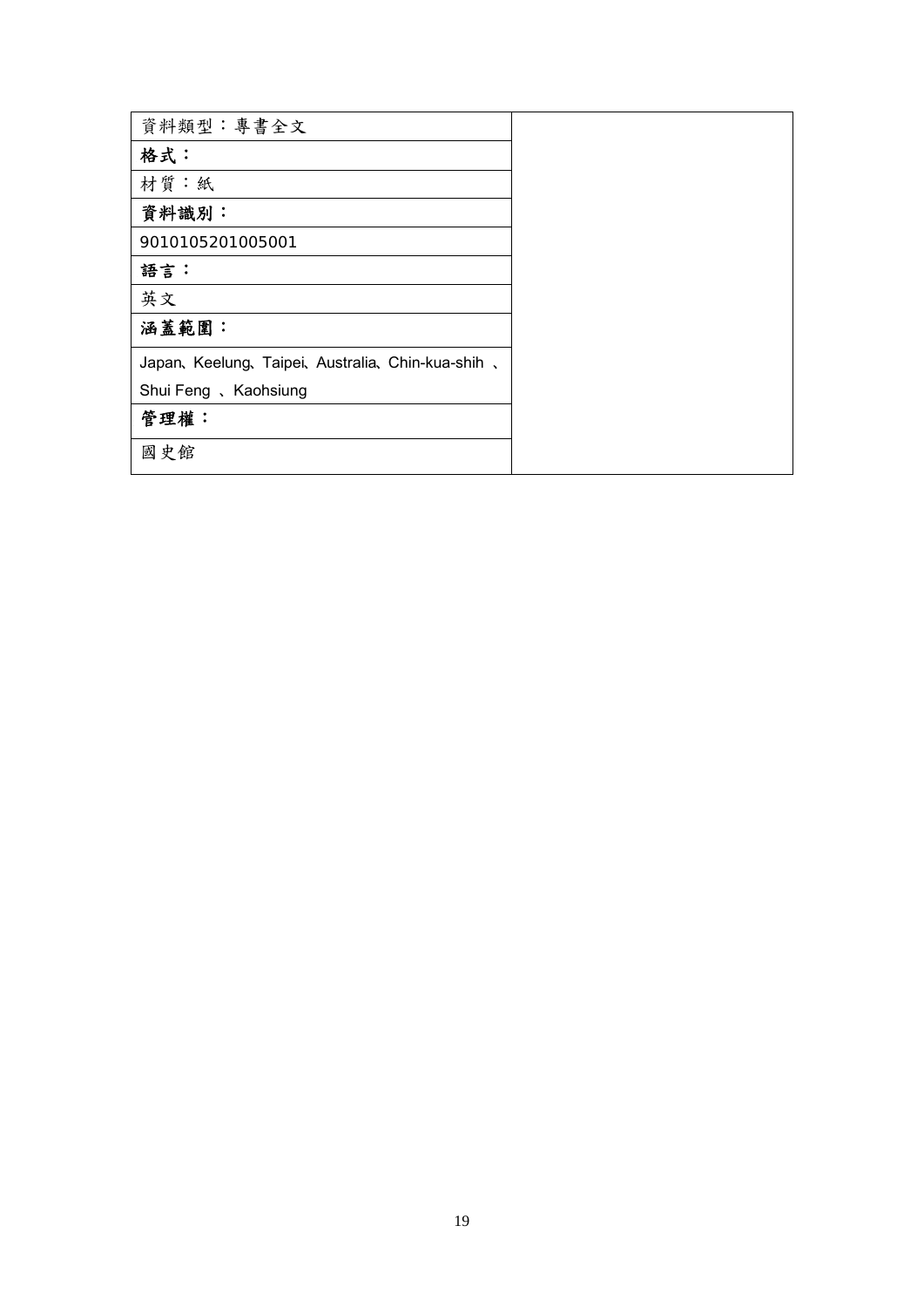| | |
|---|---|
| 資料類型：專書全文 | |
| **格式：** | |
| 材質：紙 | |
| **資料識別：** | |
| 9010105201005001 | |
| **語言：** | |
| 英文 | |
| **涵蓋範圍：** | |
| Japan、Keelung、Taipei、Australia、Chin-kua-shih 、Shui Feng 、Kaohsiung | |
| **管理權：** | |
| 國史館 | |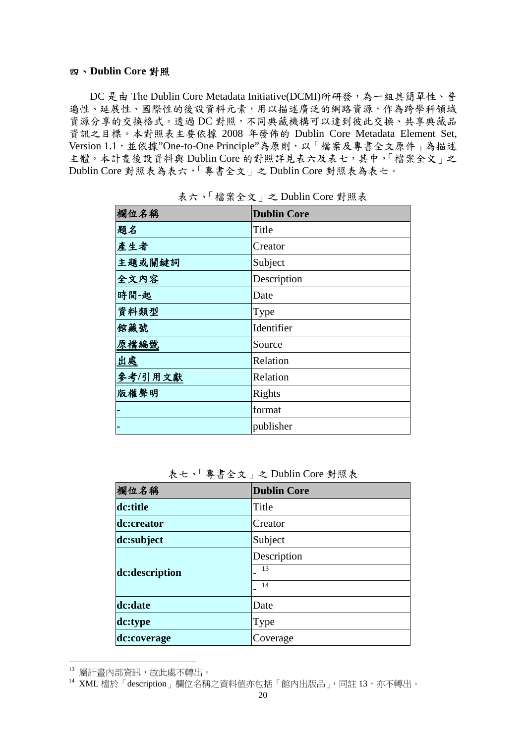## 四、Dublin Core 對照

DC 是由 The Dublin Core Metadata Initiative(DCMI)所研發，為一組具簡單性、普遍性、延展性、國際性的後設資料元素，用以描述廣泛的網路資源，作為跨學科領域資源分享的交換格式。透過 DC 對照，不同典藏機構可以達到彼此交換、共享典藏品資訊之目標。本對照表主要依據 2008 年發佈的 Dublin Core Metadata Element Set, Version 1.1，並依據"One-to-One Principle"為原則，以「檔案及專書全文原件」為描述主體。本計畫後設資料與 Dublin Core 的對照詳見表六及表七，其中，「檔案全文」之 Dublin Core 對照表為表六，「專書全文」之 Dublin Core 對照表為表七。

表六、「檔案全文」之 Dublin Core 對照表

| 欄位名稱 | Dublin Core |
|---|---|
| 題名 | Title |
| 產生者 | Creator |
| 主題或關鍵詞 | Subject |
| <u>全文內容</u> | Description |
| 時間-起 | Date |
| 資料類型 | Type |
| 館藏號 | Identifier |
| <u>原檔編號</u> | Source |
| <u>出處</u> | Relation |
| <u>參考/引用文獻</u> | Relation |
| 版權聲明 | Rights |
| - | format |
| - | publisher |

表七、「專書全文」之 Dublin Core 對照表

| 欄位名稱 | Dublin Core |
|---|---|
| dc:title | Title |
| dc:creator | Creator |
| dc:subject | Subject |
| dc:description | Description |
| | - [13] |
| | - [14] |
| dc:date | Date |
| dc:type | Type |
| dc:coverage | Coverage |

[13] 屬計畫內部資訊，故此處不轉出。

[14] XML 檔於「description」欄位名稱之資料值亦包括「館內出版品」，同註 13，亦不轉出。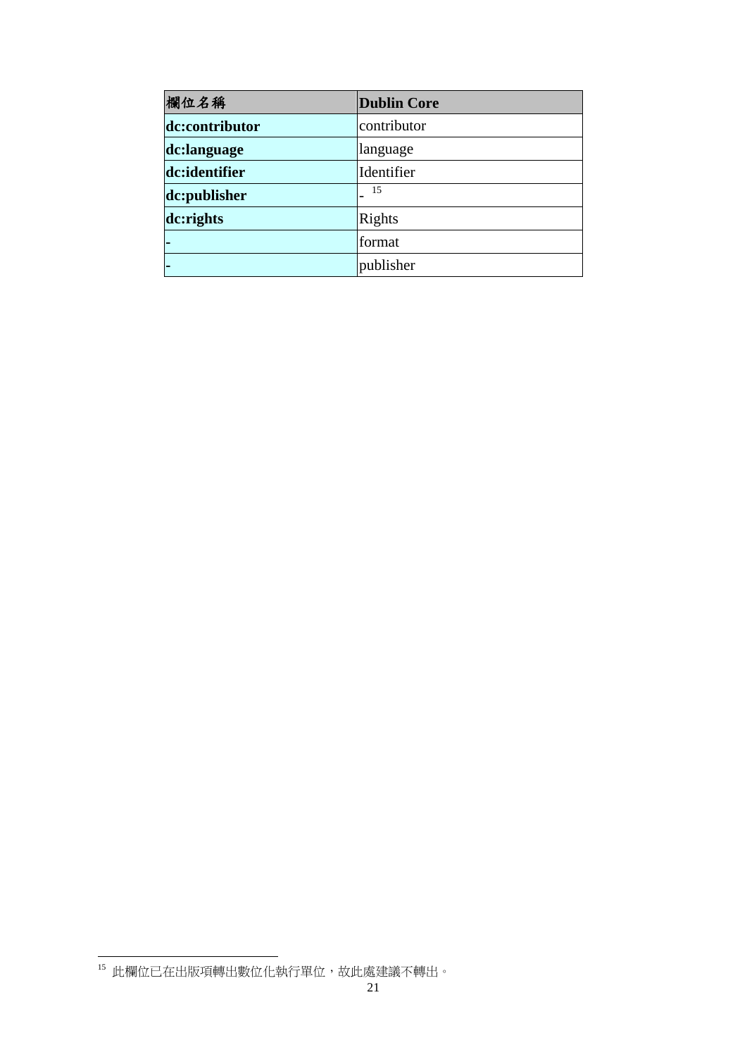| 欄位名稱 | Dublin Core |
| --- | --- |
| **dc:contributor** | contributor |
| **dc:language** | language |
| **dc:identifier** | Identifier |
| **dc:publisher** | - [15] |
| **dc:rights** | Rights |
| - | format |
| - | publisher |

[15] 此欄位已在出版項轉出數位化執行單位，故此處建議不轉出。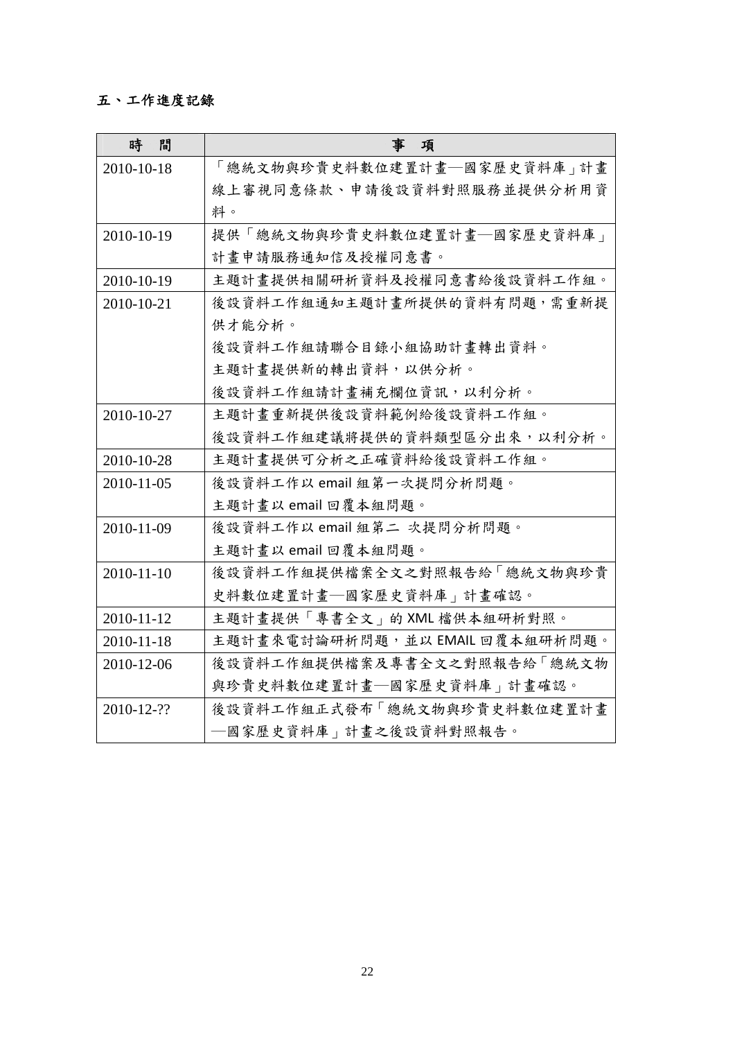## 五、工作進度記錄

| 時　間 | 事　項 |
| --- | --- |
| 2010-10-18 | 「總統文物與珍貴史料數位建置計畫─國家歷史資料庫」計畫線上審視同意條款、申請後設資料對照服務並提供分析用資料。 |
| 2010-10-19 | 提供「總統文物與珍貴史料數位建置計畫─國家歷史資料庫」計畫申請服務通知信及授權同意書。 |
| 2010-10-19 | 主題計畫提供相關研析資料及授權同意書給後設資料工作組。 |
| 2010-10-21 | 後設資料工作組通知主題計畫所提供的資料有問題，需重新提供才能分析。<br>後設資料工作組請聯合目錄小組協助計畫轉出資料。<br>主題計畫提供新的轉出資料，以供分析。<br>後設資料工作組請計畫補充欄位資訊，以利分析。 |
| 2010-10-27 | 主題計畫重新提供後設資料範例給後設資料工作組。<br>後設資料工作組建議將提供的資料類型區分出來，以利分析。 |
| 2010-10-28 | 主題計畫提供可分析之正確資料給後設資料工作組。 |
| 2010-11-05 | 後設資料工作以 email 組第一次提問分析問題。<br>主題計畫以 email 回覆本組問題。 |
| 2010-11-09 | 後設資料工作以 email 組第二 次提問分析問題。<br>主題計畫以 email 回覆本組問題。 |
| 2010-11-10 | 後設資料工作組提供檔案全文之對照報告給「總統文物與珍貴史料數位建置計畫─國家歷史資料庫」計畫確認。 |
| 2010-11-12 | 主題計畫提供「專書全文」的 XML 檔供本組研析對照。 |
| 2010-11-18 | 主題計畫來電討論研析問題，並以 EMAIL 回覆本組研析問題。 |
| 2010-12-06 | 後設資料工作組提供檔案及專書全文之對照報告給「總統文物與珍貴史料數位建置計畫─國家歷史資料庫」計畫確認。 |
| 2010-12-?? | 後設資料工作組正式發布「總統文物與珍貴史料數位建置計畫─國家歷史資料庫」計畫之後設資料對照報告。 |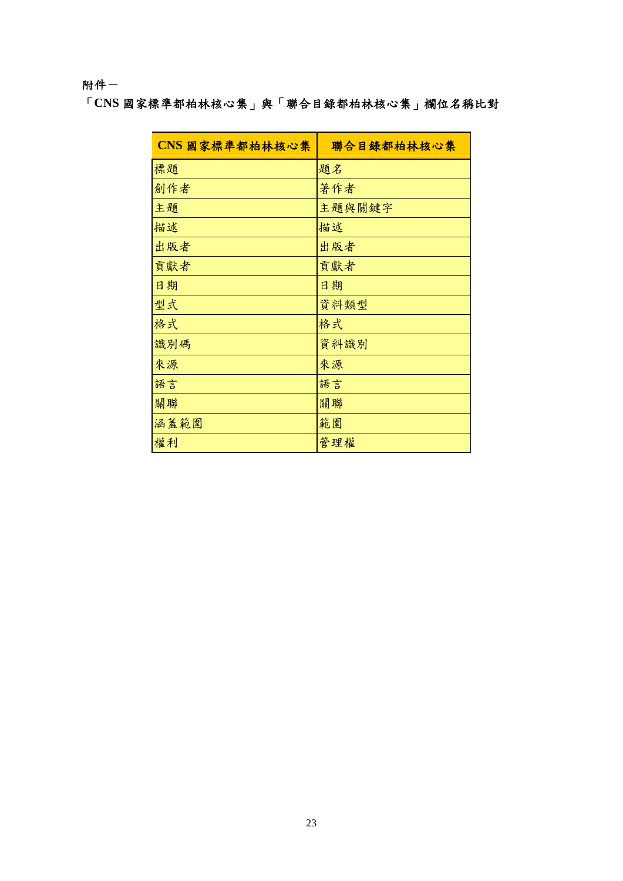附件一

## 「CNS 國家標準都柏林核心集」與「聯合目錄都柏林核心集」欄位名稱比對

| CNS 國家標準都柏林核心集 | 聯合目錄都柏林核心集 |
|---|---|
| 標題 | 題名 |
| 創作者 | 著作者 |
| 主題 | 主題與關鍵字 |
| 描述 | 描述 |
| 出版者 | 出版者 |
| 貢獻者 | 貢獻者 |
| 日期 | 日期 |
| 型式 | 資料類型 |
| 格式 | 格式 |
| 識別碼 | 資料識別 |
| 來源 | 來源 |
| 語言 | 語言 |
| 關聯 | 關聯 |
| 涵蓋範圍 | 範圍 |
| 權利 | 管理權 |